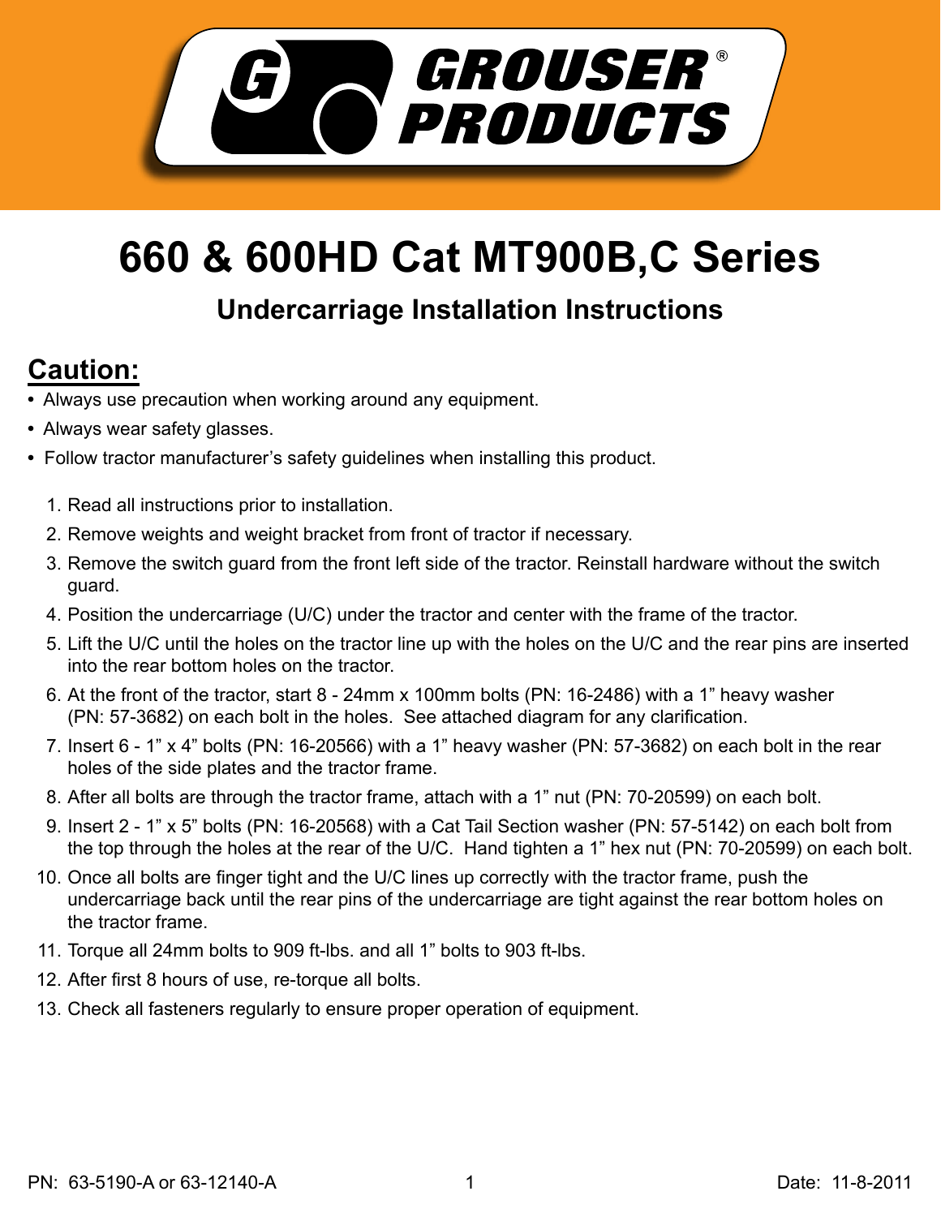# 660 & 600HD Cat MT900B,C Series

## Undercarriage Installation Instructions

## Caution:

- Always use precaution when working around any equipment.
- Always wear safety glasses.
- Follow tractor manufacturer's safety guidelines when installing this product.

1. Read all instructions prior to installation.
2. Remove weights and weight bracket from front of tractor if necessary.
3. Remove the switch guard from the front left side of the tractor. Reinstall hardware without the switch guard.
4. Position the undercarriage (U/C) under the tractor and center with the frame of the tractor.
5. Lift the U/C until the holes on the tractor line up with the holes on the U/C and the rear pins are inserted into the rear bottom holes on the tractor.
6. At the front of the tractor, start 8 - 24mm x 100mm bolts (PN: 16-2486) with a 1" heavy washer (PN: 57-3682) on each bolt in the holes. See attached diagram for any clarification.
7. Insert 6 - 1" x 4" bolts (PN: 16-20566) with a 1" heavy washer (PN: 57-3682) on each bolt in the rear holes of the side plates and the tractor frame.
8. After all bolts are through the tractor frame, attach with a 1" nut (PN: 70-20599) on each bolt.
9. Insert 2 - 1" x 5" bolts (PN: 16-20568) with a Cat Tail Section washer (PN: 57-5142) on each bolt from the top through the holes at the rear of the U/C. Hand tighten a 1" hex nut (PN: 70-20599) on each bolt.
10. Once all bolts are finger tight and the U/C lines up correctly with the tractor frame, push the undercarriage back until the rear pins of the undercarriage are tight against the rear bottom holes on the tractor frame.
11. Torque all 24mm bolts to 909 ft-lbs. and all 1" bolts to 903 ft-lbs.
12. After first 8 hours of use, re-torque all bolts.
13. Check all fasteners regularly to ensure proper operation of equipment.

PN: 63-5190-A or 63-12140-A

Date: 11-8-2011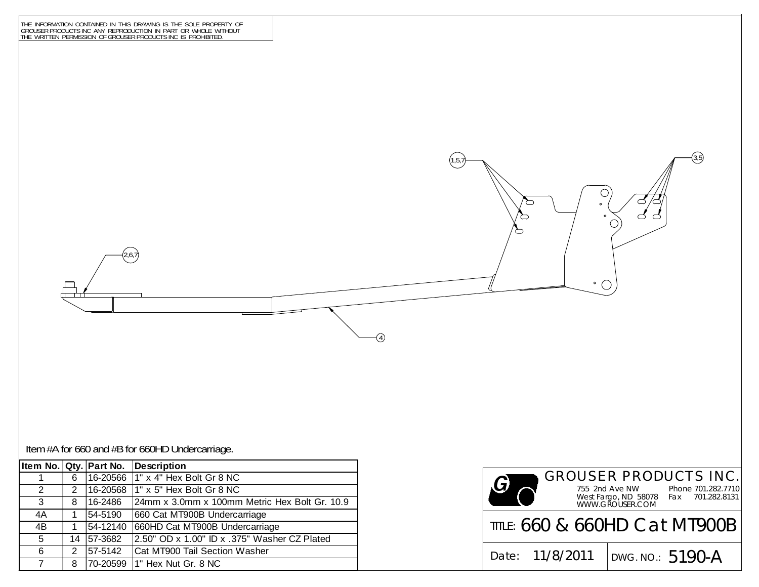THE INFORMATION CONTAINED IN THIS DRAWING IS THE SOLE PROPERTY OF GROUSER PRODUCTS INC ANY REPRODUCTION IN PART OR WHOLE WITHOUT THE WRITTEN PERMISSION OF GROUSER PRODUCTS INC IS PROHIBITED.

1,5,7

3,5

2,6,7

4

Item #A for 660 and #B for 660HD Undercarriage.

| Item No. | Qty. | Part No. | Description |
|---|---|---|---|
| 1 | 6 | 16-20566 | 1" x 4" Hex Bolt Gr 8 NC |
| 2 | 2 | 16-20568 | 1" x 5" Hex Bolt Gr 8 NC |
| 3 | 8 | 16-2486 | 24mm x 3.0mm x 100mm Metric Hex Bolt Gr. 10.9 |
| 4A | 1 | 54-5190 | 660 Cat MT900B Undercarriage |
| 4B | 1 | 54-12140 | 660HD Cat MT900B Undercarriage |
| 5 | 14 | 57-3682 | 2.50" OD x 1.00" ID x .375" Washer CZ Plated |
| 6 | 2 | 57-5142 | Cat MT900 Tail Section Washer |
| 7 | 8 | 70-20599 | 1" Hex Nut Gr. 8 NC |

GROUSER PRODUCTS INC.
755 2nd Ave NW
West Fargo, ND 58078
WWW.GROUSER.COM
Phone 701.282.7710
Fax 701.282.8131

TITLE: 660 & 660HD Cat MT900B

Date: 11/8/2011

DWG. NO.: 5190-A